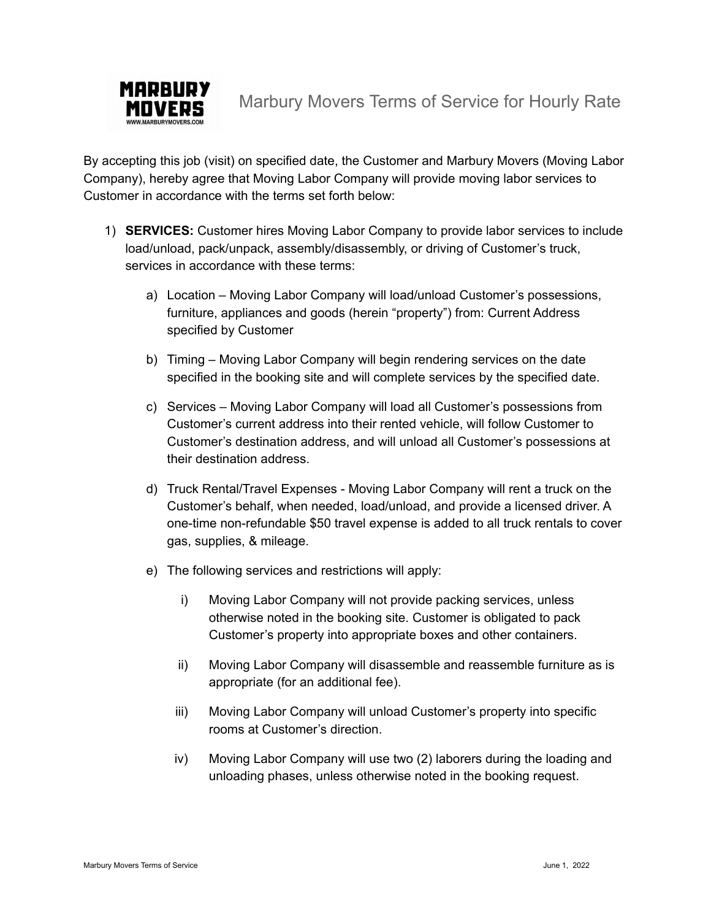# Marbury Movers Terms of Service for Hourly Rate

By accepting this job (visit) on specified date, the Customer and Marbury Movers (Moving Labor Company), hereby agree that Moving Labor Company will provide moving labor services to Customer in accordance with the terms set forth below:

1) **SERVICES:** Customer hires Moving Labor Company to provide labor services to include load/unload, pack/unpack, assembly/disassembly, or driving of Customer's truck, services in accordance with these terms:

   a) Location – Moving Labor Company will load/unload Customer's possessions, furniture, appliances and goods (herein "property") from: Current Address specified by Customer

   b) Timing – Moving Labor Company will begin rendering services on the date specified in the booking site and will complete services by the specified date.

   c) Services – Moving Labor Company will load all Customer's possessions from Customer's current address into their rented vehicle, will follow Customer to Customer's destination address, and will unload all Customer's possessions at their destination address.

   d) Truck Rental/Travel Expenses - Moving Labor Company will rent a truck on the Customer's behalf, when needed, load/unload, and provide a licensed driver. A one-time non-refundable $50 travel expense is added to all truck rentals to cover gas, supplies, & mileage.

   e) The following services and restrictions will apply:

      i) Moving Labor Company will not provide packing services, unless otherwise noted in the booking site. Customer is obligated to pack Customer's property into appropriate boxes and other containers.

      ii) Moving Labor Company will disassemble and reassemble furniture as is appropriate (for an additional fee).

      iii) Moving Labor Company will unload Customer's property into specific rooms at Customer's direction.

      iv) Moving Labor Company will use two (2) laborers during the loading and unloading phases, unless otherwise noted in the booking request.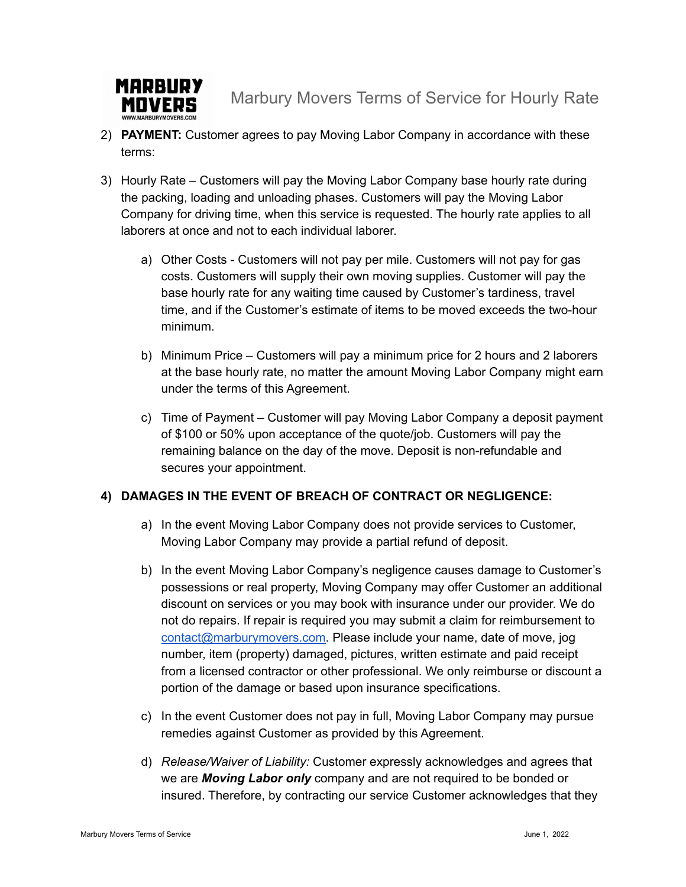2) **PAYMENT:** Customer agrees to pay Moving Labor Company in accordance with these terms:

3) Hourly Rate – Customers will pay the Moving Labor Company base hourly rate during the packing, loading and unloading phases. Customers will pay the Moving Labor Company for driving time, when this service is requested. The hourly rate applies to all laborers at once and not to each individual laborer.

   a) Other Costs - Customers will not pay per mile. Customers will not pay for gas costs. Customers will supply their own moving supplies. Customer will pay the base hourly rate for any waiting time caused by Customer's tardiness, travel time, and if the Customer's estimate of items to be moved exceeds the two-hour minimum.

   b) Minimum Price – Customers will pay a minimum price for 2 hours and 2 laborers at the base hourly rate, no matter the amount Moving Labor Company might earn under the terms of this Agreement.

   c) Time of Payment – Customer will pay Moving Labor Company a deposit payment of $100 or 50% upon acceptance of the quote/job. Customers will pay the remaining balance on the day of the move. Deposit is non-refundable and secures your appointment.

4) **DAMAGES IN THE EVENT OF BREACH OF CONTRACT OR NEGLIGENCE:**

   a) In the event Moving Labor Company does not provide services to Customer, Moving Labor Company may provide a partial refund of deposit.

   b) In the event Moving Labor Company's negligence causes damage to Customer's possessions or real property, Moving Company may offer Customer an additional discount on services or you may book with insurance under our provider. We do not do repairs. If repair is required you may submit a claim for reimbursement to contact@marburymovers.com. Please include your name, date of move, jog number, item (property) damaged, pictures, written estimate and paid receipt from a licensed contractor or other professional. We only reimburse or discount a portion of the damage or based upon insurance specifications.

   c) In the event Customer does not pay in full, Moving Labor Company may pursue remedies against Customer as provided by this Agreement.

   d) *Release/Waiver of Liability:* Customer expressly acknowledges and agrees that we are ***Moving Labor only*** company and are not required to be bonded or insured. Therefore, by contracting our service Customer acknowledges that they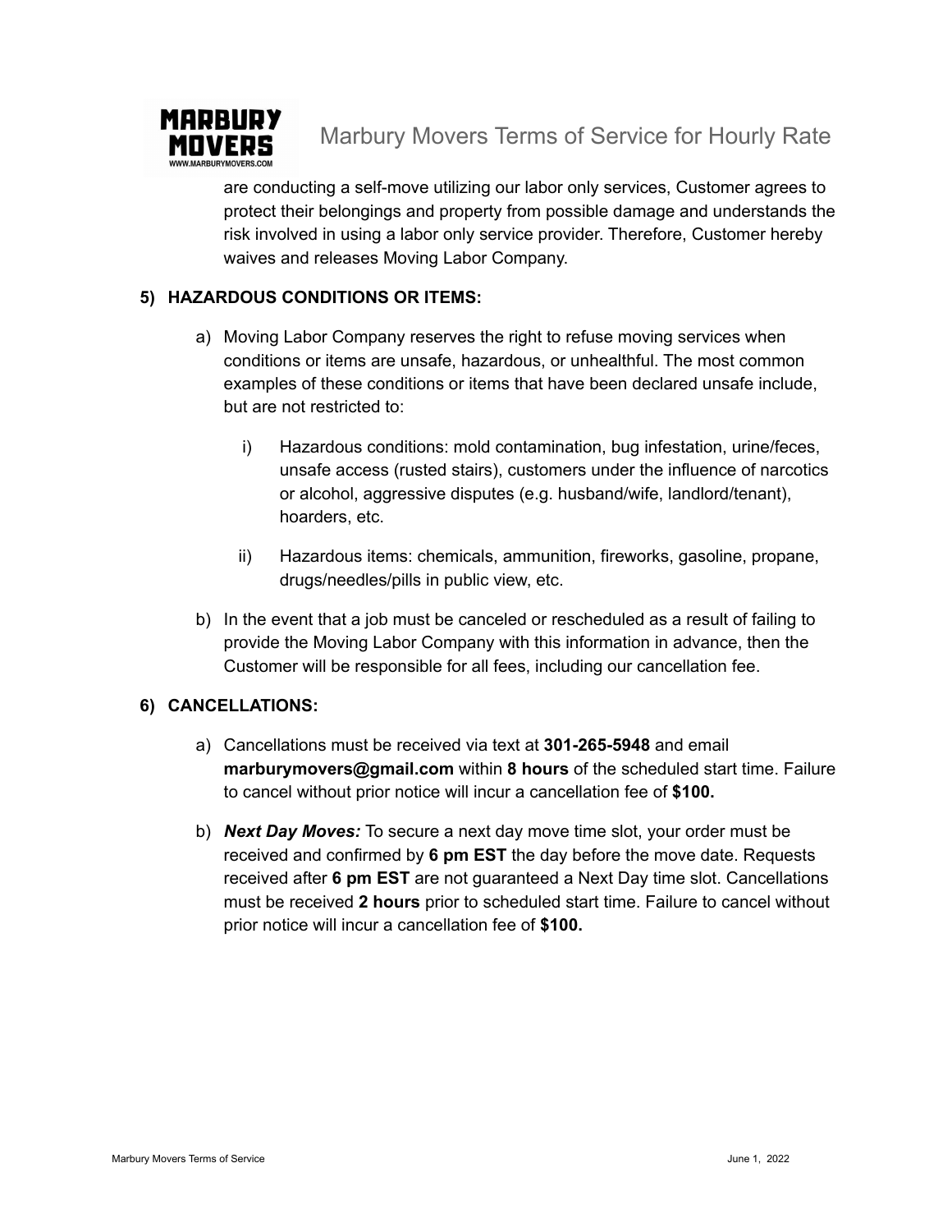are conducting a self-move utilizing our labor only services, Customer agrees to protect their belongings and property from possible damage and understands the risk involved in using a labor only service provider. Therefore, Customer hereby waives and releases Moving Labor Company.

**5) HAZARDOUS CONDITIONS OR ITEMS:**

a) Moving Labor Company reserves the right to refuse moving services when conditions or items are unsafe, hazardous, or unhealthful. The most common examples of these conditions or items that have been declared unsafe include, but are not restricted to:

  i) Hazardous conditions: mold contamination, bug infestation, urine/feces, unsafe access (rusted stairs), customers under the influence of narcotics or alcohol, aggressive disputes (e.g. husband/wife, landlord/tenant), hoarders, etc.

  ii) Hazardous items: chemicals, ammunition, fireworks, gasoline, propane, drugs/needles/pills in public view, etc.

b) In the event that a job must be canceled or rescheduled as a result of failing to provide the Moving Labor Company with this information in advance, then the Customer will be responsible for all fees, including our cancellation fee.

**6) CANCELLATIONS:**

a) Cancellations must be received via text at **301-265-5948** and email **marburymovers@gmail.com** within **8 hours** of the scheduled start time. Failure to cancel without prior notice will incur a cancellation fee of **$100.**

b) ***Next Day Moves:*** To secure a next day move time slot, your order must be received and confirmed by **6 pm EST** the day before the move date. Requests received after **6 pm EST** are not guaranteed a Next Day time slot. Cancellations must be received **2 hours** prior to scheduled start time. Failure to cancel without prior notice will incur a cancellation fee of **$100.**